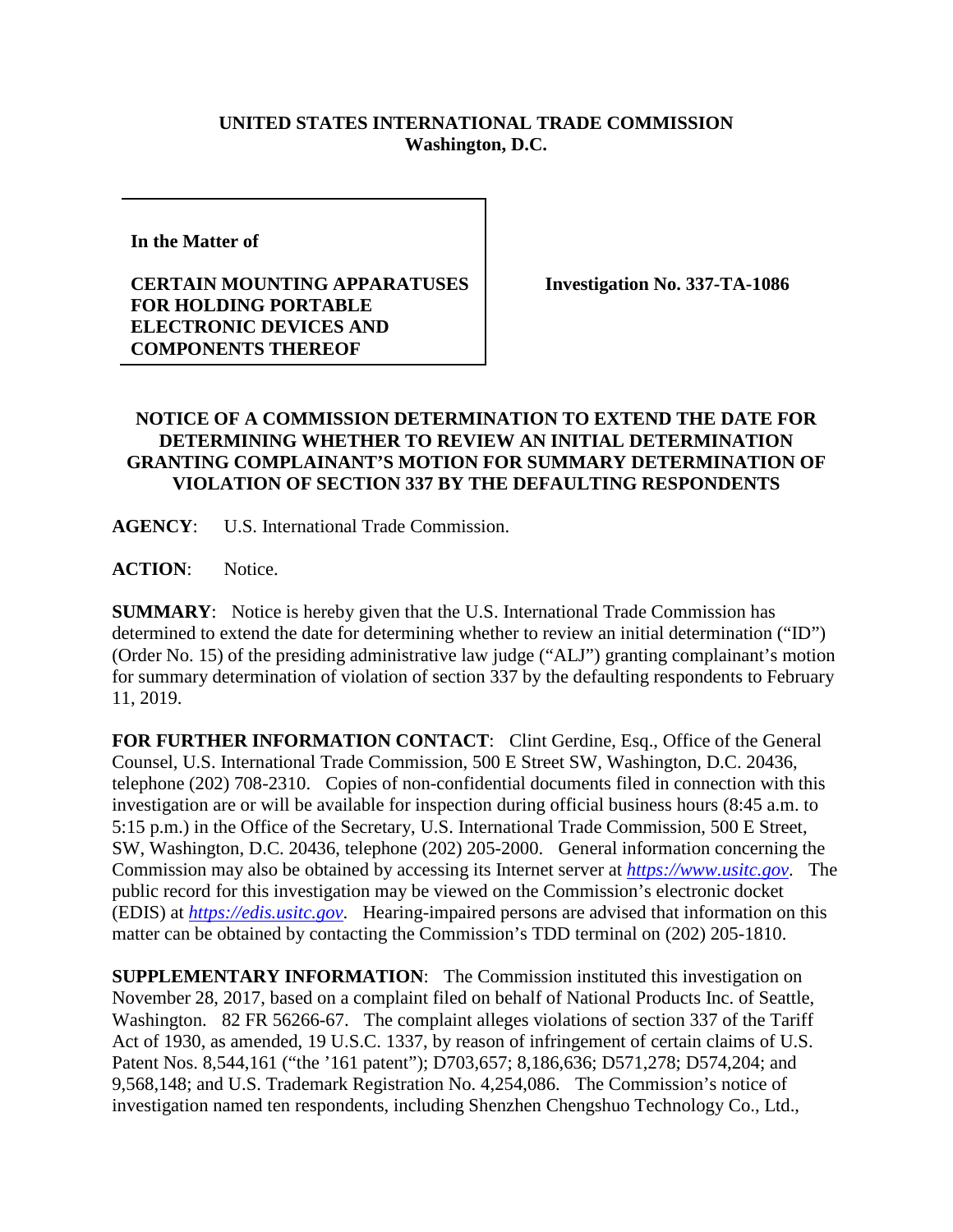**UNITED STATES INTERNATIONAL TRADE COMMISSION**
**Washington, D.C.**

| In the Matter of<br><br>**CERTAIN MOUNTING APPARATUSES FOR HOLDING PORTABLE ELECTRONIC DEVICES AND COMPONENTS THEREOF** | **Investigation No. 337-TA-1086** |
|---|---|

**NOTICE OF A COMMISSION DETERMINATION TO EXTEND THE DATE FOR DETERMINING WHETHER TO REVIEW AN INITIAL DETERMINATION GRANTING COMPLAINANT'S MOTION FOR SUMMARY DETERMINATION OF VIOLATION OF SECTION 337 BY THE DEFAULTING RESPONDENTS**

**AGENCY**: U.S. International Trade Commission.

**ACTION**: Notice.

**SUMMARY**: Notice is hereby given that the U.S. International Trade Commission has determined to extend the date for determining whether to review an initial determination ("ID") (Order No. 15) of the presiding administrative law judge ("ALJ") granting complainant's motion for summary determination of violation of section 337 by the defaulting respondents to February 11, 2019.

**FOR FURTHER INFORMATION CONTACT**: Clint Gerdine, Esq., Office of the General Counsel, U.S. International Trade Commission, 500 E Street SW, Washington, D.C. 20436, telephone (202) 708-2310. Copies of non-confidential documents filed in connection with this investigation are or will be available for inspection during official business hours (8:45 a.m. to 5:15 p.m.) in the Office of the Secretary, U.S. International Trade Commission, 500 E Street, SW, Washington, D.C. 20436, telephone (202) 205-2000. General information concerning the Commission may also be obtained by accessing its Internet server at *https://www.usitc.gov*. The public record for this investigation may be viewed on the Commission's electronic docket (EDIS) at *https://edis.usitc.gov*. Hearing-impaired persons are advised that information on this matter can be obtained by contacting the Commission's TDD terminal on (202) 205-1810.

**SUPPLEMENTARY INFORMATION**: The Commission instituted this investigation on November 28, 2017, based on a complaint filed on behalf of National Products Inc. of Seattle, Washington. 82 FR 56266-67. The complaint alleges violations of section 337 of the Tariff Act of 1930, as amended, 19 U.S.C. 1337, by reason of infringement of certain claims of U.S. Patent Nos. 8,544,161 ("the '161 patent"); D703,657; 8,186,636; D571,278; D574,204; and 9,568,148; and U.S. Trademark Registration No. 4,254,086. The Commission's notice of investigation named ten respondents, including Shenzhen Chengshuo Technology Co., Ltd.,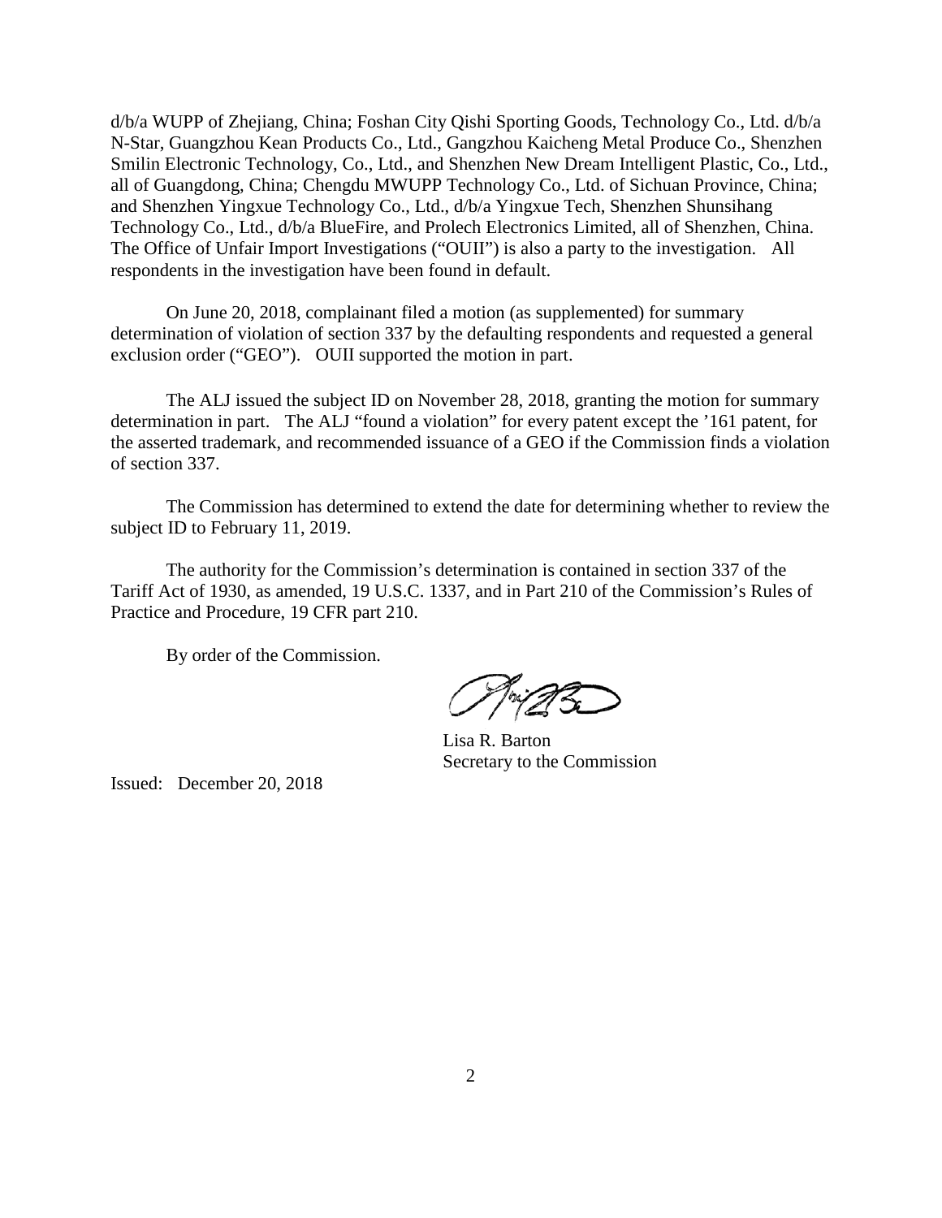d/b/a WUPP of Zhejiang, China; Foshan City Qishi Sporting Goods, Technology Co., Ltd. d/b/a N-Star, Guangzhou Kean Products Co., Ltd., Gangzhou Kaicheng Metal Produce Co., Shenzhen Smilin Electronic Technology, Co., Ltd., and Shenzhen New Dream Intelligent Plastic, Co., Ltd., all of Guangdong, China; Chengdu MWUPP Technology Co., Ltd. of Sichuan Province, China; and Shenzhen Yingxue Technology Co., Ltd., d/b/a Yingxue Tech, Shenzhen Shunsihang Technology Co., Ltd., d/b/a BlueFire, and Prolech Electronics Limited, all of Shenzhen, China. The Office of Unfair Import Investigations ("OUII") is also a party to the investigation. All respondents in the investigation have been found in default.

On June 20, 2018, complainant filed a motion (as supplemented) for summary determination of violation of section 337 by the defaulting respondents and requested a general exclusion order ("GEO"). OUII supported the motion in part.

The ALJ issued the subject ID on November 28, 2018, granting the motion for summary determination in part. The ALJ "found a violation" for every patent except the '161 patent, for the asserted trademark, and recommended issuance of a GEO if the Commission finds a violation of section 337.

The Commission has determined to extend the date for determining whether to review the subject ID to February 11, 2019.

The authority for the Commission's determination is contained in section 337 of the Tariff Act of 1930, as amended, 19 U.S.C. 1337, and in Part 210 of the Commission's Rules of Practice and Procedure, 19 CFR part 210.

By order of the Commission.

Lisa R. Barton
Secretary to the Commission

Issued: December 20, 2018